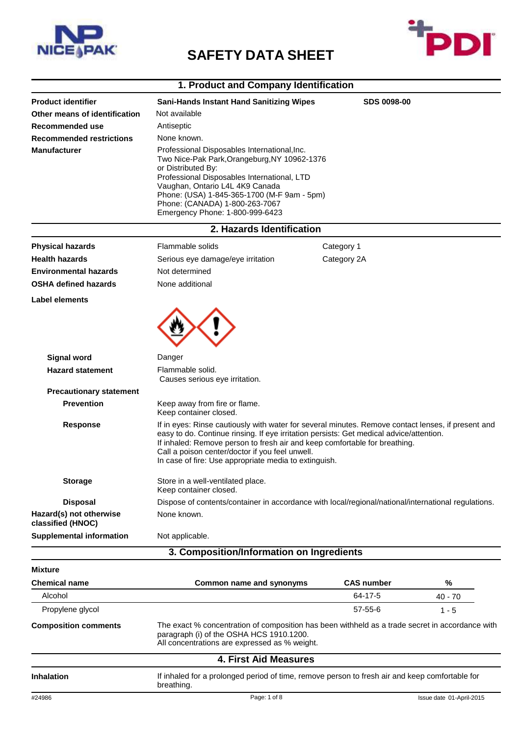# SAFETY DATA SHEET

## 1. Product and Company Identification

| | | |
|---|---|---|
| **Product identifier** | **Sani-Hands Instant Hand Sanitizing Wipes** | **SDS 0098-00** |
| **Other means of identification** | Not available | |
| **Recommended use** | Antiseptic | |
| **Recommended restrictions** | None known. | |

**Manufacturer**
Professional Disposables International,Inc.
Two Nice-Pak Park,Orangeburg,NY 10962-1376
or Distributed By:
Professional Disposables International, LTD
Vaughan, Ontario L4L 4K9 Canada
Phone: (USA) 1-845-365-1700 (M-F 9am - 5pm)
Phone: (CANADA) 1-800-263-7067
Emergency Phone: 1-800-999-6423

## 2. Hazards Identification

| | | |
|---|---|---|
| **Physical hazards** | Flammable solids | Category 1 |
| **Health hazards** | Serious eye damage/eye irritation | Category 2A |
| **Environmental hazards** | Not determined | |
| **OSHA defined hazards** | None additional | |

**Label elements**

**Signal word** Danger

**Hazard statement** Flammable solid.
Causes serious eye irritation.

**Precautionary statement**

**Prevention** Keep away from fire or flame.
Keep container closed.

**Response** If in eyes: Rinse cautiously with water for several minutes. Remove contact lenses, if present and easy to do. Continue rinsing. If eye irritation persists: Get medical advice/attention.
If inhaled: Remove person to fresh air and keep comfortable for breathing.
Call a poison center/doctor if you feel unwell.
In case of fire: Use appropriate media to extinguish.

**Storage** Store in a well-ventilated place.
Keep container closed.

**Disposal** Dispose of contents/container in accordance with local/regional/national/international regulations.

**Hazard(s) not otherwise classified (HNOC)** None known.

**Supplemental information** Not applicable.

## 3. Composition/Information on Ingredients

**Mixture**

| Chemical name | Common name and synonyms | CAS number | % |
|---|---|---|---|
| Alcohol | | 64-17-5 | 40 - 70 |
| Propylene glycol | | 57-55-6 | 1 - 5 |

**Composition comments** The exact % concentration of composition has been withheld as a trade secret in accordance with paragraph (i) of the OSHA HCS 1910.1200.
All concentrations are expressed as % weight.

## 4. First Aid Measures

**Inhalation** If inhaled for a prolonged period of time, remove person to fresh air and keep comfortable for breathing.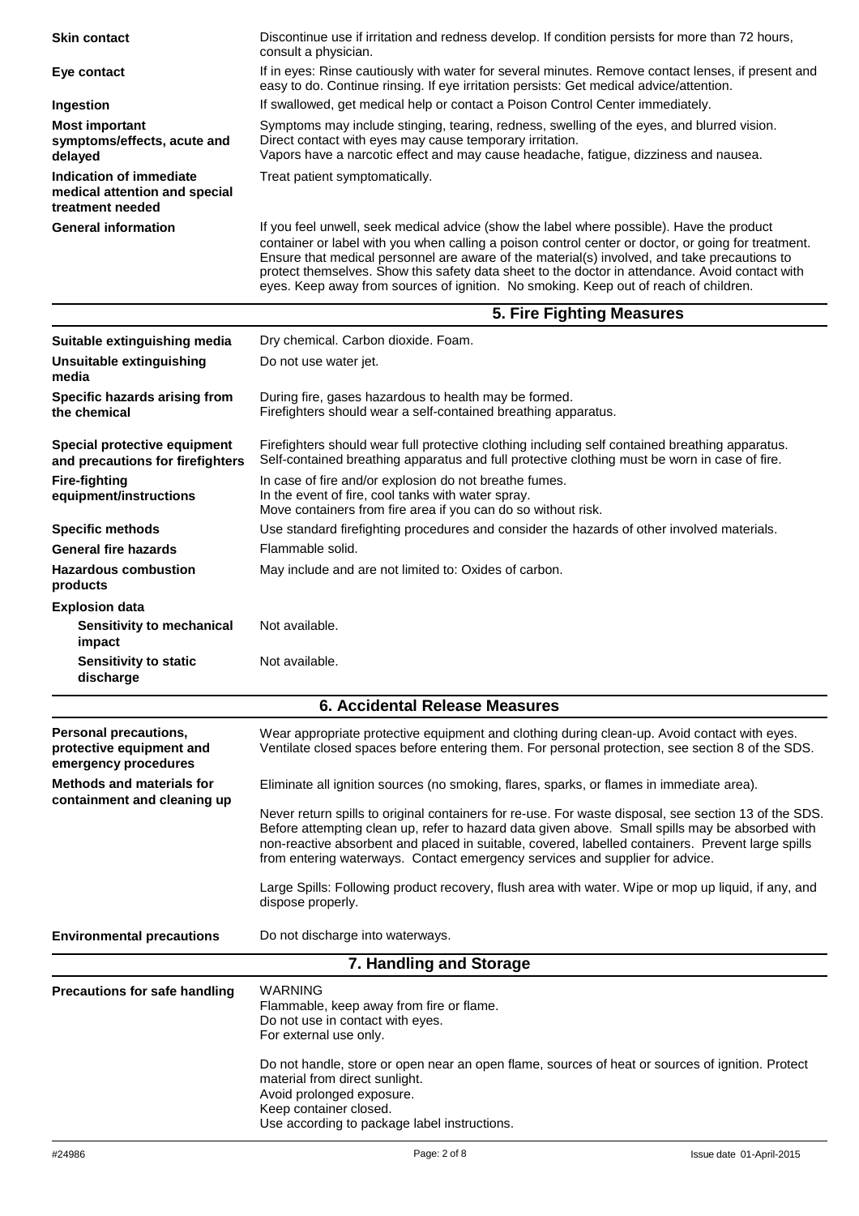| | |
|---|---|
| **Skin contact** | Discontinue use if irritation and redness develop. If condition persists for more than 72 hours, consult a physician. |
| **Eye contact** | If in eyes: Rinse cautiously with water for several minutes. Remove contact lenses, if present and easy to do. Continue rinsing. If eye irritation persists: Get medical advice/attention. |
| **Ingestion** | If swallowed, get medical help or contact a Poison Control Center immediately. |
| **Most important symptoms/effects, acute and delayed** | Symptoms may include stinging, tearing, redness, swelling of the eyes, and blurred vision. Direct contact with eyes may cause temporary irritation. Vapors have a narcotic effect and may cause headache, fatigue, dizziness and nausea. |
| **Indication of immediate medical attention and special treatment needed** | Treat patient symptomatically. |
| **General information** | If you feel unwell, seek medical advice (show the label where possible). Have the product container or label with you when calling a poison control center or doctor, or going for treatment. Ensure that medical personnel are aware of the material(s) involved, and take precautions to protect themselves. Show this safety data sheet to the doctor in attendance. Avoid contact with eyes. Keep away from sources of ignition. No smoking. Keep out of reach of children. |

## 5. Fire Fighting Measures

| | |
|---|---|
| **Suitable extinguishing media** | Dry chemical. Carbon dioxide. Foam. |
| **Unsuitable extinguishing media** | Do not use water jet. |
| **Specific hazards arising from the chemical** | During fire, gases hazardous to health may be formed. Firefighters should wear a self-contained breathing apparatus. |
| **Special protective equipment and precautions for firefighters** | Firefighters should wear full protective clothing including self contained breathing apparatus. Self-contained breathing apparatus and full protective clothing must be worn in case of fire. |
| **Fire-fighting equipment/instructions** | In case of fire and/or explosion do not breathe fumes. In the event of fire, cool tanks with water spray. Move containers from fire area if you can do so without risk. |
| **Specific methods** | Use standard firefighting procedures and consider the hazards of other involved materials. |
| **General fire hazards** | Flammable solid. |
| **Hazardous combustion products** | May include and are not limited to: Oxides of carbon. |
| **Explosion data** | |
| Sensitivity to mechanical impact | Not available. |
| Sensitivity to static discharge | Not available. |

## 6. Accidental Release Measures

| | |
|---|---|
| **Personal precautions, protective equipment and emergency procedures** | Wear appropriate protective equipment and clothing during clean-up. Avoid contact with eyes. Ventilate closed spaces before entering them. For personal protection, see section 8 of the SDS. |
| **Methods and materials for containment and cleaning up** | Eliminate all ignition sources (no smoking, flares, sparks, or flames in immediate area).<br><br>Never return spills to original containers for re-use. For waste disposal, see section 13 of the SDS. Before attempting clean up, refer to hazard data given above. Small spills may be absorbed with non-reactive absorbent and placed in suitable, covered, labelled containers. Prevent large spills from entering waterways. Contact emergency services and supplier for advice.<br><br>Large Spills: Following product recovery, flush area with water. Wipe or mop up liquid, if any, and dispose properly. |
| **Environmental precautions** | Do not discharge into waterways. |

## 7. Handling and Storage

| | |
|---|---|
| **Precautions for safe handling** | WARNING<br>Flammable, keep away from fire or flame.<br>Do not use in contact with eyes.<br>For external use only.<br><br>Do not handle, store or open near an open flame, sources of heat or sources of ignition. Protect material from direct sunlight.<br>Avoid prolonged exposure.<br>Keep container closed.<br>Use according to package label instructions. |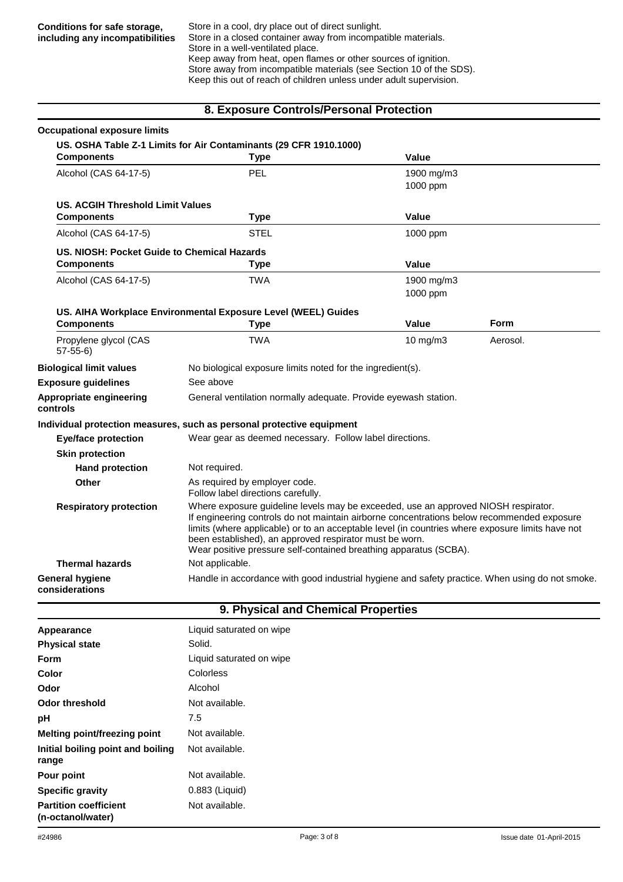| | |
|---|---|
| **Conditions for safe storage, including any incompatibilities** | Store in a cool, dry place out of direct sunlight.<br>Store in a closed container away from incompatible materials.<br>Store in a well-ventilated place.<br>Keep away from heat, open flames or other sources of ignition.<br>Store away from incompatible materials (see Section 10 of the SDS).<br>Keep this out of reach of children unless under adult supervision. |

## 8. Exposure Controls/Personal Protection

**Occupational exposure limits**

**US. OSHA Table Z-1 Limits for Air Contaminants (29 CFR 1910.1000)**

| Components | Type | Value |
|---|---|---|
| Alcohol (CAS 64-17-5) | PEL | 1900 mg/m3<br>1000 ppm |

**US. ACGIH Threshold Limit Values**

| Components | Type | Value |
|---|---|---|
| Alcohol (CAS 64-17-5) | STEL | 1000 ppm |

**US. NIOSH: Pocket Guide to Chemical Hazards**

| Components | Type | Value |
|---|---|---|
| Alcohol (CAS 64-17-5) | TWA | 1900 mg/m3<br>1000 ppm |

**US. AIHA Workplace Environmental Exposure Level (WEEL) Guides**

| Components | Type | Value | Form |
|---|---|---|---|
| Propylene glycol (CAS 57-55-6) | TWA | 10 mg/m3 | Aerosol. |

| | |
|---|---|
| **Biological limit values** | No biological exposure limits noted for the ingredient(s). |
| **Exposure guidelines** | See above |
| **Appropriate engineering controls** | General ventilation normally adequate. Provide eyewash station. |

**Individual protection measures, such as personal protective equipment**

| | |
|---|---|
| **Eye/face protection** | Wear gear as deemed necessary. Follow label directions. |
| **Skin protection** | |
| **Hand protection** | Not required. |
| **Other** | As required by employer code.<br>Follow label directions carefully. |
| **Respiratory protection** | Where exposure guideline levels may be exceeded, use an approved NIOSH respirator.<br>If engineering controls do not maintain airborne concentrations below recommended exposure limits (where applicable) or to an acceptable level (in countries where exposure limits have not been established), an approved respirator must be worn.<br>Wear positive pressure self-contained breathing apparatus (SCBA). |
| **Thermal hazards** | Not applicable. |
| **General hygiene considerations** | Handle in accordance with good industrial hygiene and safety practice. When using do not smoke. |

## 9. Physical and Chemical Properties

| | |
|---|---|
| **Appearance** | Liquid saturated on wipe |
| **Physical state** | Solid. |
| **Form** | Liquid saturated on wipe |
| **Color** | Colorless |
| **Odor** | Alcohol |
| **Odor threshold** | Not available. |
| **pH** | 7.5 |
| **Melting point/freezing point** | Not available. |
| **Initial boiling point and boiling range** | Not available. |
| **Pour point** | Not available. |
| **Specific gravity** | 0.883 (Liquid) |
| **Partition coefficient (n-octanol/water)** | Not available. |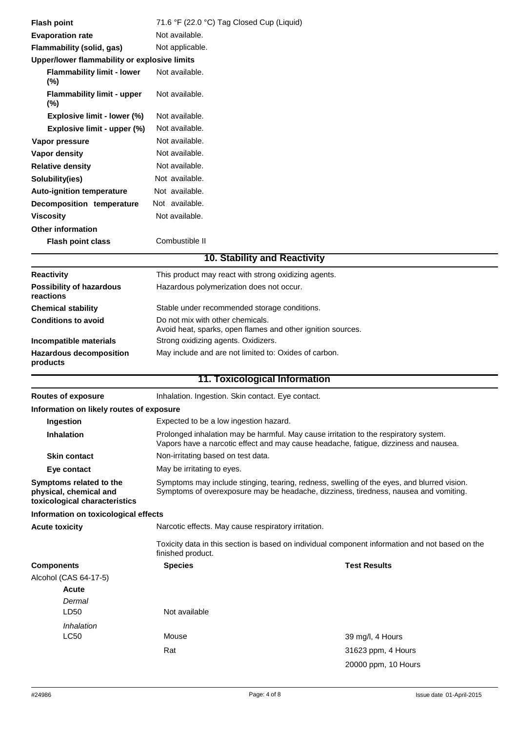| | |
|---|---|
| **Flash point** | 71.6 °F (22.0 °C) Tag Closed Cup (Liquid) |
| **Evaporation rate** | Not available. |
| **Flammability (solid, gas)** | Not applicable. |
| **Upper/lower flammability or explosive limits** | |
| **Flammability limit - lower (%)** | Not available. |
| **Flammability limit - upper (%)** | Not available. |
| **Explosive limit - lower (%)** | Not available. |
| **Explosive limit - upper (%)** | Not available. |
| **Vapor pressure** | Not available. |
| **Vapor density** | Not available. |
| **Relative density** | Not available. |
| **Solubility(ies)** | Not available. |
| **Auto-ignition temperature** | Not available. |
| **Decomposition temperature** | Not available. |
| **Viscosity** | Not available. |
| **Other information** | |
| **Flash point class** | Combustible II |

## 10. Stability and Reactivity

| | |
|---|---|
| **Reactivity** | This product may react with strong oxidizing agents. |
| **Possibility of hazardous reactions** | Hazardous polymerization does not occur. |
| **Chemical stability** | Stable under recommended storage conditions. |
| **Conditions to avoid** | Do not mix with other chemicals.<br>Avoid heat, sparks, open flames and other ignition sources. |
| **Incompatible materials** | Strong oxidizing agents. Oxidizers. |
| **Hazardous decomposition products** | May include and are not limited to: Oxides of carbon. |

## 11. Toxicological Information

| | |
|---|---|
| **Routes of exposure** | Inhalation. Ingestion. Skin contact. Eye contact. |
| **Information on likely routes of exposure** | |
| **Ingestion** | Expected to be a low ingestion hazard. |
| **Inhalation** | Prolonged inhalation may be harmful. May cause irritation to the respiratory system. Vapors have a narcotic effect and may cause headache, fatigue, dizziness and nausea. |
| **Skin contact** | Non-irritating based on test data. |
| **Eye contact** | May be irritating to eyes. |
| **Symptoms related to the physical, chemical and toxicological characteristics** | Symptoms may include stinging, tearing, redness, swelling of the eyes, and blurred vision. Symptoms of overexposure may be headache, dizziness, tiredness, nausea and vomiting. |
| **Information on toxicological effects** | |
| **Acute toxicity** | Narcotic effects. May cause respiratory irritation. |
| | Toxicity data in this section is based on individual component information and not based on the finished product. |

| **Components** | **Species** | **Test Results** |
|---|---|---|
| Alcohol (CAS 64-17-5) | | |
| **Acute** | | |
| *Dermal* | | |
| LD50 | Not available | |
| *Inhalation* | | |
| LC50 | Mouse | 39 mg/l, 4 Hours |
| | Rat | 31623 ppm, 4 Hours |
| | | 20000 ppm, 10 Hours |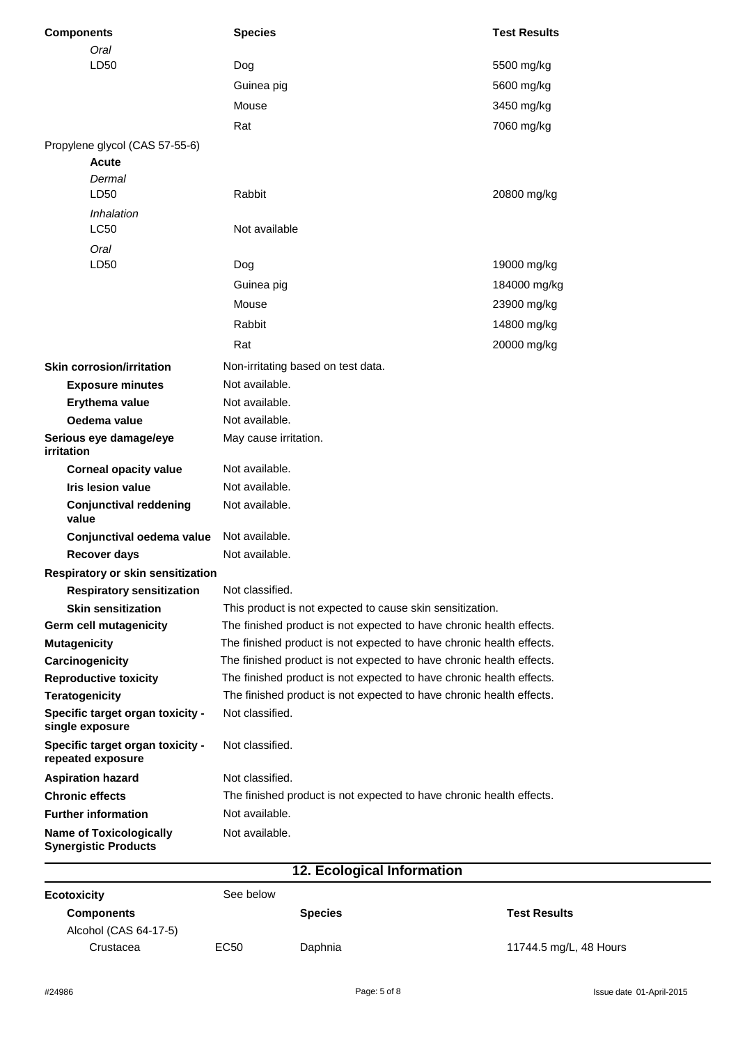| Components | Species | Test Results |
|---|---|---|
| *Oral* | | |
| LD50 | Dog | 5500 mg/kg |
| | Guinea pig | 5600 mg/kg |
| | Mouse | 3450 mg/kg |
| | Rat | 7060 mg/kg |
| Propylene glycol (CAS 57-55-6) | | |
| **Acute** | | |
| *Dermal* | | |
| LD50 | Rabbit | 20800 mg/kg |
| *Inhalation* | | |
| LC50 | Not available | |
| *Oral* | | |
| LD50 | Dog | 19000 mg/kg |
| | Guinea pig | 184000 mg/kg |
| | Mouse | 23900 mg/kg |
| | Rabbit | 14800 mg/kg |
| | Rat | 20000 mg/kg |

**Skin corrosion/irritation** Non-irritating based on test data.

**Exposure minutes** Not available.

**Erythema value** Not available.

**Oedema value** Not available.

**Serious eye damage/eye irritation** May cause irritation.

**Corneal opacity value** Not available.

**Iris lesion value** Not available.

**Conjunctival reddening value** Not available.

**Conjunctival oedema value** Not available.

**Recover days** Not available.

**Respiratory or skin sensitization**

**Respiratory sensitization** Not classified.

**Skin sensitization** This product is not expected to cause skin sensitization.

**Germ cell mutagenicity** The finished product is not expected to have chronic health effects.

**Mutagenicity** The finished product is not expected to have chronic health effects.

**Carcinogenicity** The finished product is not expected to have chronic health effects.

**Reproductive toxicity** The finished product is not expected to have chronic health effects.

**Teratogenicity** The finished product is not expected to have chronic health effects.

**Specific target organ toxicity - single exposure** Not classified.

**Specific target organ toxicity - repeated exposure** Not classified.

**Aspiration hazard** Not classified.

**Chronic effects** The finished product is not expected to have chronic health effects.

**Further information** Not available.

**Name of Toxicologically Synergistic Products** Not available.

## 12. Ecological Information

**Ecotoxicity** See below

| Components | | Species | Test Results |
|---|---|---|---|
| Alcohol (CAS 64-17-5) | | | |
| Crustacea | EC50 | Daphnia | 11744.5 mg/L, 48 Hours |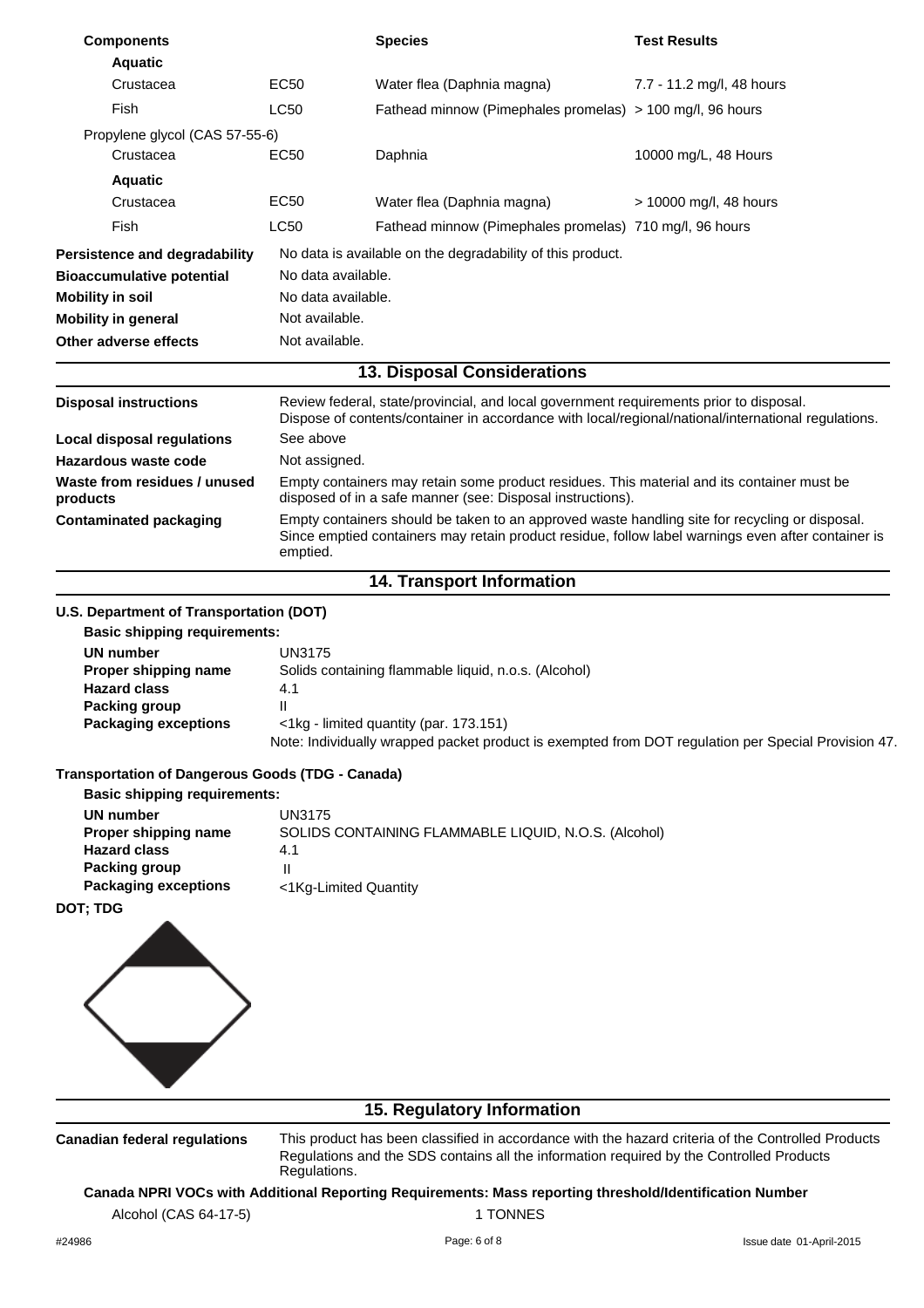| Components | | Species | Test Results |
|---|---|---|---|
| **Aquatic** | | | |
| Crustacea | EC50 | Water flea (Daphnia magna) | 7.7 - 11.2 mg/l, 48 hours |
| Fish | LC50 | Fathead minnow (Pimephales promelas) | > 100 mg/l, 96 hours |
| Propylene glycol (CAS 57-55-6) | | | |
| Crustacea | EC50 | Daphnia | 10000 mg/L, 48 Hours |
| **Aquatic** | | | |
| Crustacea | EC50 | Water flea (Daphnia magna) | > 10000 mg/l, 48 hours |
| Fish | LC50 | Fathead minnow (Pimephales promelas) | 710 mg/l, 96 hours |

**Persistence and degradability** No data is available on the degradability of this product.

**Bioaccumulative potential** No data available.

**Mobility in soil** No data available.

**Mobility in general** Not available.

**Other adverse effects** Not available.

## 13. Disposal Considerations

**Disposal instructions** Review federal, state/provincial, and local government requirements prior to disposal. Dispose of contents/container in accordance with local/regional/national/international regulations.

**Local disposal regulations** See above

**Hazardous waste code** Not assigned.

**Waste from residues / unused products** Empty containers may retain some product residues. This material and its container must be disposed of in a safe manner (see: Disposal instructions).

**Contaminated packaging** Empty containers should be taken to an approved waste handling site for recycling or disposal. Since emptied containers may retain product residue, follow label warnings even after container is emptied.

## 14. Transport Information

**U.S. Department of Transportation (DOT)**

**Basic shipping requirements:**

**UN number** UN3175

**Proper shipping name** Solids containing flammable liquid, n.o.s. (Alcohol)

**Hazard class** 4.1

**Packing group** II

**Packaging exceptions** <1kg - limited quantity (par. 173.151)

Note: Individually wrapped packet product is exempted from DOT regulation per Special Provision 47.

**Transportation of Dangerous Goods (TDG - Canada)**

**Basic shipping requirements:**

**UN number** UN3175

**Proper shipping name** SOLIDS CONTAINING FLAMMABLE LIQUID, N.O.S. (Alcohol)

**Hazard class** 4.1

**Packing group** II

**Packaging exceptions** <1Kg-Limited Quantity

**DOT; TDG**

## 15. Regulatory Information

**Canadian federal regulations** This product has been classified in accordance with the hazard criteria of the Controlled Products Regulations and the SDS contains all the information required by the Controlled Products Regulations.

**Canada NPRI VOCs with Additional Reporting Requirements: Mass reporting threshold/Identification Number**

Alcohol (CAS 64-17-5) 1 TONNES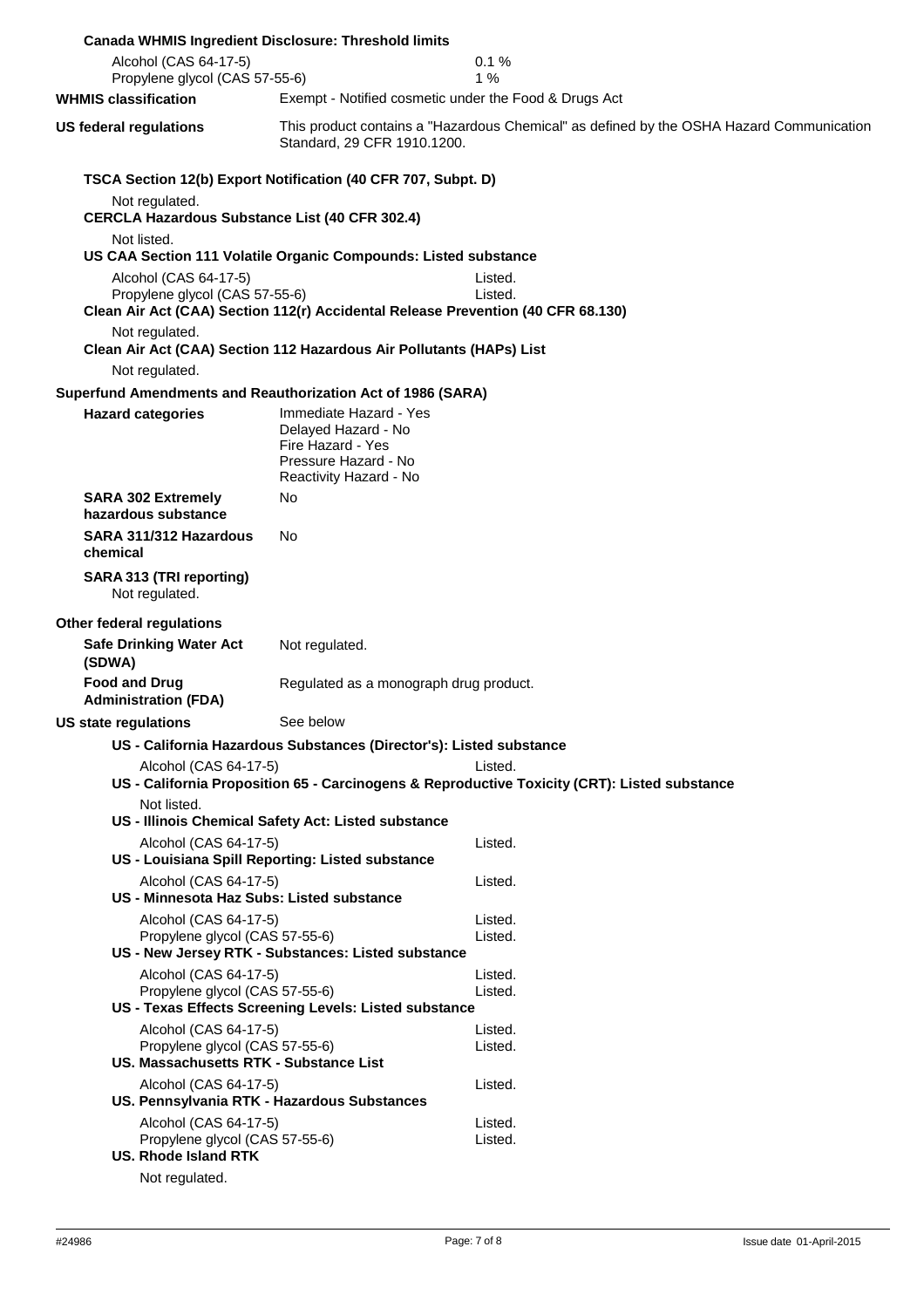**Canada WHMIS Ingredient Disclosure: Threshold limits**

| | |
|---|---|
| Alcohol (CAS 64-17-5) | 0.1 % |
| Propylene glycol (CAS 57-55-6) | 1 % |

**WHMIS classification** Exempt - Notified cosmetic under the Food & Drugs Act

**US federal regulations** This product contains a "Hazardous Chemical" as defined by the OSHA Hazard Communication Standard, 29 CFR 1910.1200.

**TSCA Section 12(b) Export Notification (40 CFR 707, Subpt. D)**

Not regulated.

**CERCLA Hazardous Substance List (40 CFR 302.4)**

Not listed.

**US CAA Section 111 Volatile Organic Compounds: Listed substance**

| | |
|---|---|
| Alcohol (CAS 64-17-5) | Listed. |
| Propylene glycol (CAS 57-55-6) | Listed. |

**Clean Air Act (CAA) Section 112(r) Accidental Release Prevention (40 CFR 68.130)**

Not regulated.

**Clean Air Act (CAA) Section 112 Hazardous Air Pollutants (HAPs) List**

Not regulated.

**Superfund Amendments and Reauthorization Act of 1986 (SARA)**

**Hazard categories**
- Immediate Hazard - Yes
- Delayed Hazard - No
- Fire Hazard - Yes
- Pressure Hazard - No
- Reactivity Hazard - No

**SARA 302 Extremely hazardous substance** No

**SARA 311/312 Hazardous chemical** No

**SARA 313 (TRI reporting)**

Not regulated.

**Other federal regulations**

**Safe Drinking Water Act (SDWA)** Not regulated.

**Food and Drug Administration (FDA)** Regulated as a monograph drug product.

**US state regulations** See below

**US - California Hazardous Substances (Director's): Listed substance**

| | |
|---|---|
| Alcohol (CAS 64-17-5) | Listed. |

**US - California Proposition 65 - Carcinogens & Reproductive Toxicity (CRT): Listed substance**

Not listed.

**US - Illinois Chemical Safety Act: Listed substance**

| | |
|---|---|
| Alcohol (CAS 64-17-5) | Listed. |

**US - Louisiana Spill Reporting: Listed substance**

| | |
|---|---|
| Alcohol (CAS 64-17-5) | Listed. |

**US - Minnesota Haz Subs: Listed substance**

| | |
|---|---|
| Alcohol (CAS 64-17-5) | Listed. |
| Propylene glycol (CAS 57-55-6) | Listed. |

**US - New Jersey RTK - Substances: Listed substance**

| | |
|---|---|
| Alcohol (CAS 64-17-5) | Listed. |
| Propylene glycol (CAS 57-55-6) | Listed. |

**US - Texas Effects Screening Levels: Listed substance**

| | |
|---|---|
| Alcohol (CAS 64-17-5) | Listed. |
| Propylene glycol (CAS 57-55-6) | Listed. |

**US. Massachusetts RTK - Substance List**

| | |
|---|---|
| Alcohol (CAS 64-17-5) | Listed. |

**US. Pennsylvania RTK - Hazardous Substances**

| | |
|---|---|
| Alcohol (CAS 64-17-5) | Listed. |
| Propylene glycol (CAS 57-55-6) | Listed. |

**US. Rhode Island RTK**

Not regulated.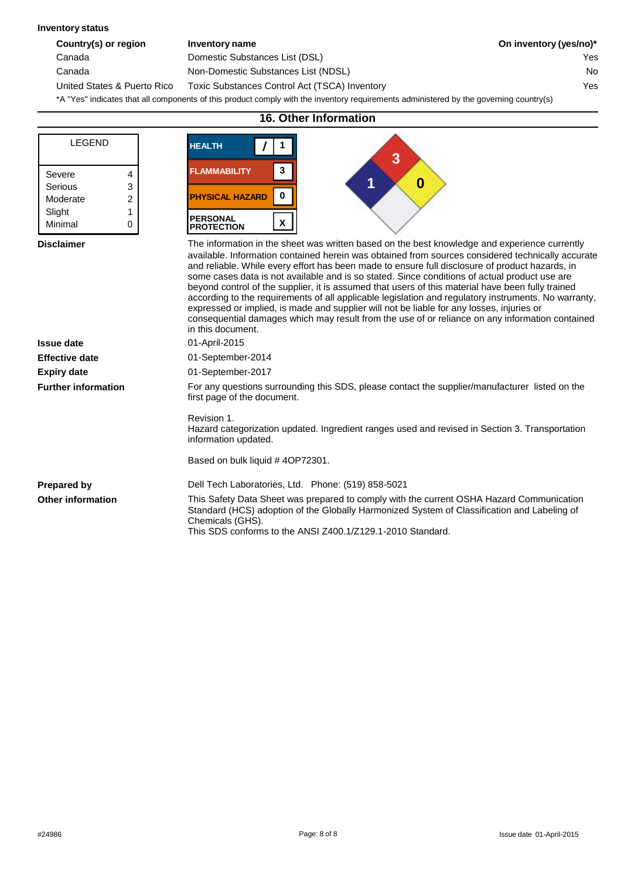**Inventory status**

| Country(s) or region | Inventory name | On inventory (yes/no)* |
|---|---|---|
| Canada | Domestic Substances List (DSL) | Yes |
| Canada | Non-Domestic Substances List (NDSL) | No |
| United States & Puerto Rico | Toxic Substances Control Act (TSCA) Inventory | Yes |

*A "Yes" indicates that all components of this product comply with the inventory requirements administered by the governing country(s)

## 16. Other Information

| LEGEND | |
|---|---|
| Severe | 4 |
| Serious | 3 |
| Moderate | 2 |
| Slight | 1 |
| Minimal | 0 |

| | |
|---|---|
| HEALTH | / 1 |
| FLAMMABILITY | 3 |
| PHYSICAL HAZARD | 0 |
| PERSONAL PROTECTION | X |

3

1 0

**Disclaimer**

The information in the sheet was written based on the best knowledge and experience currently available. Information contained herein was obtained from sources considered technically accurate and reliable. While every effort has been made to ensure full disclosure of product hazards, in some cases data is not available and is so stated. Since conditions of actual product use are beyond control of the supplier, it is assumed that users of this material have been fully trained according to the requirements of all applicable legislation and regulatory instruments. No warranty, expressed or implied, is made and supplier will not be liable for any losses, injuries or consequential damages which may result from the use of or reliance on any information contained in this document.

**Issue date**
01-April-2015

**Effective date**
01-September-2014

**Expiry date**
01-September-2017

**Further information**

For any questions surrounding this SDS, please contact the supplier/manufacturer listed on the first page of the document.

Revision 1.
Hazard categorization updated. Ingredient ranges used and revised in Section 3. Transportation information updated.

Based on bulk liquid # 4OP72301.

**Prepared by**
Dell Tech Laboratories, Ltd. Phone: (519) 858-5021

**Other information**

This Safety Data Sheet was prepared to comply with the current OSHA Hazard Communication Standard (HCS) adoption of the Globally Harmonized System of Classification and Labeling of Chemicals (GHS).
This SDS conforms to the ANSI Z400.1/Z129.1-2010 Standard.